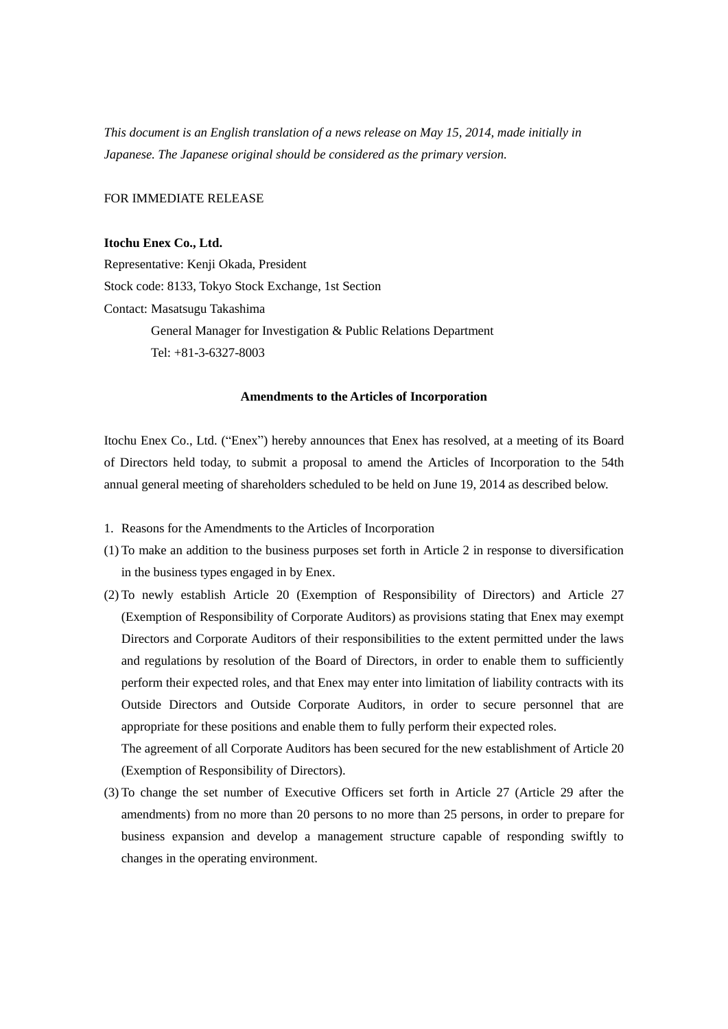*This document is an English translation of a news release on May 15, 2014, made initially in Japanese. The Japanese original should be considered as the primary version.*

FOR IMMEDIATE RELEASE

**Itochu Enex Co., Ltd.**

Representative: Kenji Okada, President

Stock code: 8133, Tokyo Stock Exchange, 1st Section

Contact: Masatsugu Takashima

General Manager for Investigation & Public Relations Department

Tel: +81-3-6327-8003

**Amendments to the Articles of Incorporation**

Itochu Enex Co., Ltd. ("Enex") hereby announces that Enex has resolved, at a meeting of its Board of Directors held today, to submit a proposal to amend the Articles of Incorporation to the 54th annual general meeting of shareholders scheduled to be held on June 19, 2014 as described below.

1. Reasons for the Amendments to the Articles of Incorporation

(1) To make an addition to the business purposes set forth in Article 2 in response to diversification in the business types engaged in by Enex.

(2) To newly establish Article 20 (Exemption of Responsibility of Directors) and Article 27 (Exemption of Responsibility of Corporate Auditors) as provisions stating that Enex may exempt Directors and Corporate Auditors of their responsibilities to the extent permitted under the laws and regulations by resolution of the Board of Directors, in order to enable them to sufficiently perform their expected roles, and that Enex may enter into limitation of liability contracts with its Outside Directors and Outside Corporate Auditors, in order to secure personnel that are appropriate for these positions and enable them to fully perform their expected roles.

The agreement of all Corporate Auditors has been secured for the new establishment of Article 20 (Exemption of Responsibility of Directors).

(3) To change the set number of Executive Officers set forth in Article 27 (Article 29 after the amendments) from no more than 20 persons to no more than 25 persons, in order to prepare for business expansion and develop a management structure capable of responding swiftly to changes in the operating environment.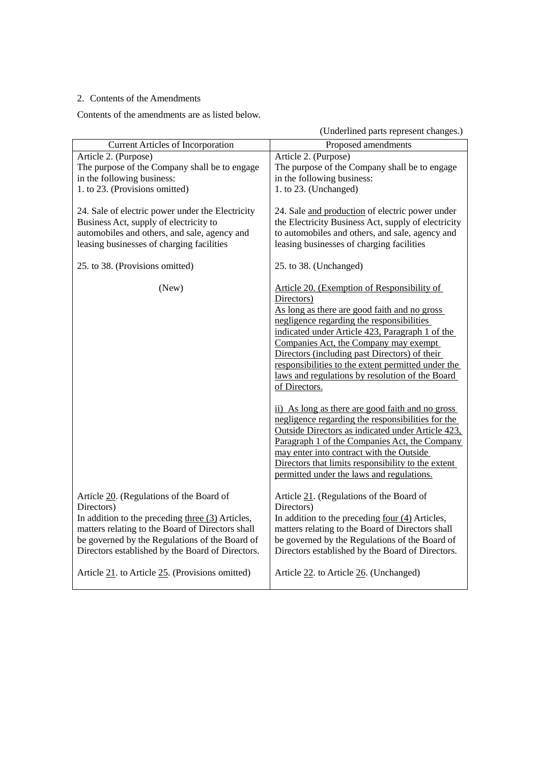2. Contents of the Amendments

Contents of the amendments are as listed below.

(Underlined parts represent changes.)

| Current Articles of Incorporation | Proposed amendments |
|---|---|
| Article 2. (Purpose)<br>The purpose of the Company shall be to engage in the following business:<br>1. to 23. (Provisions omitted)<br><br>24. Sale of electric power under the Electricity Business Act, supply of electricity to automobiles and others, and sale, agency and leasing businesses of charging facilities<br><br>25. to 38. (Provisions omitted) | Article 2. (Purpose)<br>The purpose of the Company shall be to engage in the following business:<br>1. to 23. (Unchanged)<br><br>24. Sale <u>and production</u> of electric power under the Electricity Business Act, supply of electricity to automobiles and others, and sale, agency and leasing businesses of charging facilities<br><br>25. to 38. (Unchanged) |
| (New) | <u>Article 20. (Exemption of Responsibility of Directors)</u><br><u>As long as there are good faith and no gross negligence regarding the responsibilities indicated under Article 423, Paragraph 1 of the Companies Act, the Company may exempt Directors (including past Directors) of their responsibilities to the extent permitted under the laws and regulations by resolution of the Board of Directors.</u><br><br><u>ii) As long as there are good faith and no gross negligence regarding the responsibilities for the Outside Directors as indicated under Article 423, Paragraph 1 of the Companies Act, the Company may enter into contract with the Outside Directors that limits responsibility to the extent permitted under the laws and regulations.</u> |
| Article <u>20</u>. (Regulations of the Board of Directors)<br>In addition to the preceding <u>three (3)</u> Articles, matters relating to the Board of Directors shall be governed by the Regulations of the Board of Directors established by the Board of Directors.<br><br>Article <u>21</u>. to Article <u>25</u>. (Provisions omitted) | Article <u>21</u>. (Regulations of the Board of Directors)<br>In addition to the preceding <u>four (4)</u> Articles, matters relating to the Board of Directors shall be governed by the Regulations of the Board of Directors established by the Board of Directors.<br><br>Article <u>22</u>. to Article <u>26</u>. (Unchanged) |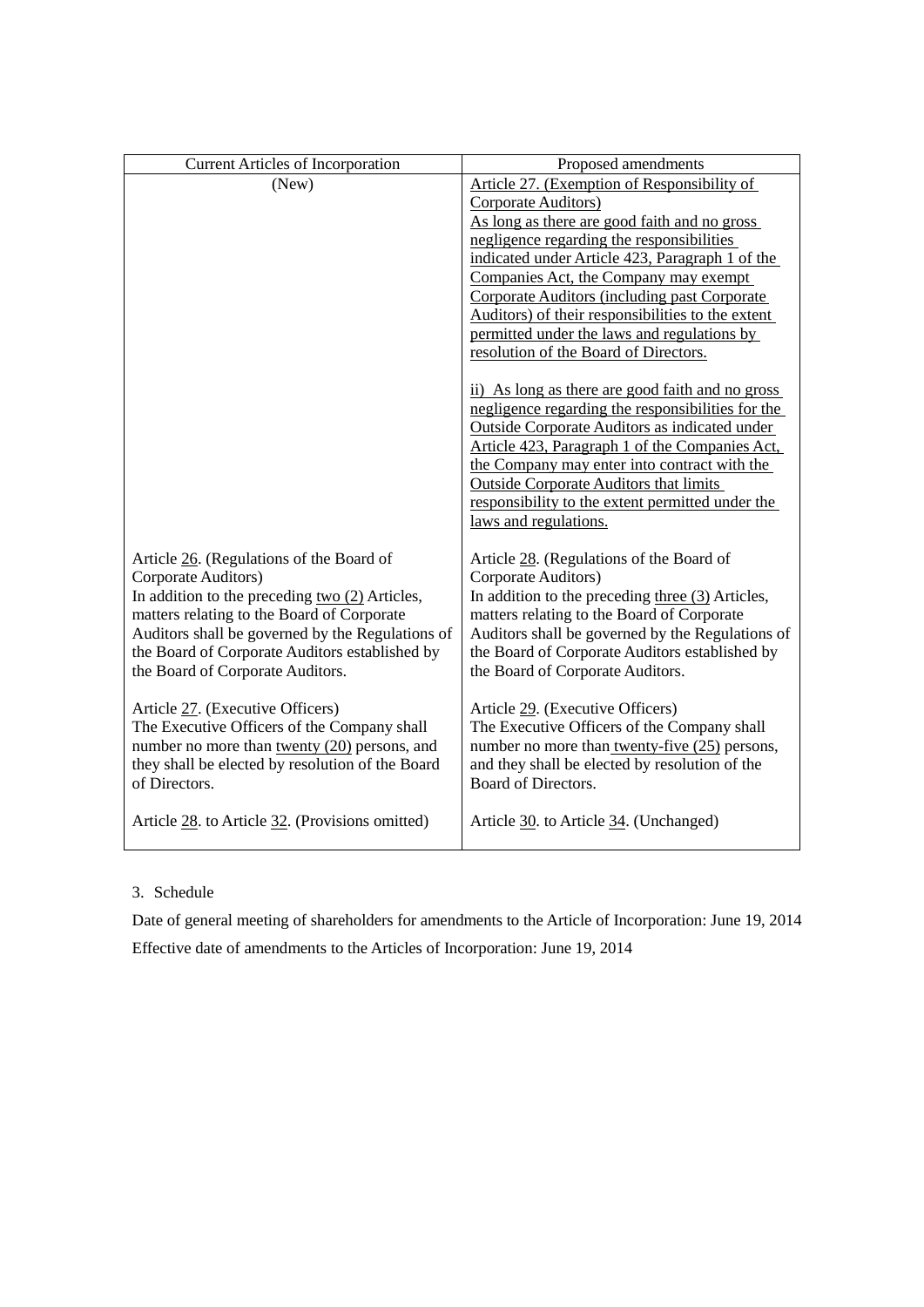| Current Articles of Incorporation | Proposed amendments |
|---|---|
| (New) | Article 27. (Exemption of Responsibility of Corporate Auditors)<br>As long as there are good faith and no gross negligence regarding the responsibilities indicated under Article 423, Paragraph 1 of the Companies Act, the Company may exempt Corporate Auditors (including past Corporate Auditors) of their responsibilities to the extent permitted under the laws and regulations by resolution of the Board of Directors.<br><br>ii) As long as there are good faith and no gross negligence regarding the responsibilities for the Outside Corporate Auditors as indicated under Article 423, Paragraph 1 of the Companies Act, the Company may enter into contract with the Outside Corporate Auditors that limits responsibility to the extent permitted under the laws and regulations. |
| Article 26. (Regulations of the Board of Corporate Auditors)<br>In addition to the preceding two (2) Articles, matters relating to the Board of Corporate Auditors shall be governed by the Regulations of the Board of Corporate Auditors established by the Board of Corporate Auditors. | Article 28. (Regulations of the Board of Corporate Auditors)<br>In addition to the preceding three (3) Articles, matters relating to the Board of Corporate Auditors shall be governed by the Regulations of the Board of Corporate Auditors established by the Board of Corporate Auditors. |
| Article 27. (Executive Officers)<br>The Executive Officers of the Company shall number no more than twenty (20) persons, and they shall be elected by resolution of the Board of Directors. | Article 29. (Executive Officers)<br>The Executive Officers of the Company shall number no more than twenty-five (25) persons, and they shall be elected by resolution of the Board of Directors. |
| Article 28. to Article 32. (Provisions omitted) | Article 30. to Article 34. (Unchanged) |

3. Schedule

Date of general meeting of shareholders for amendments to the Article of Incorporation: June 19, 2014

Effective date of amendments to the Articles of Incorporation: June 19, 2014